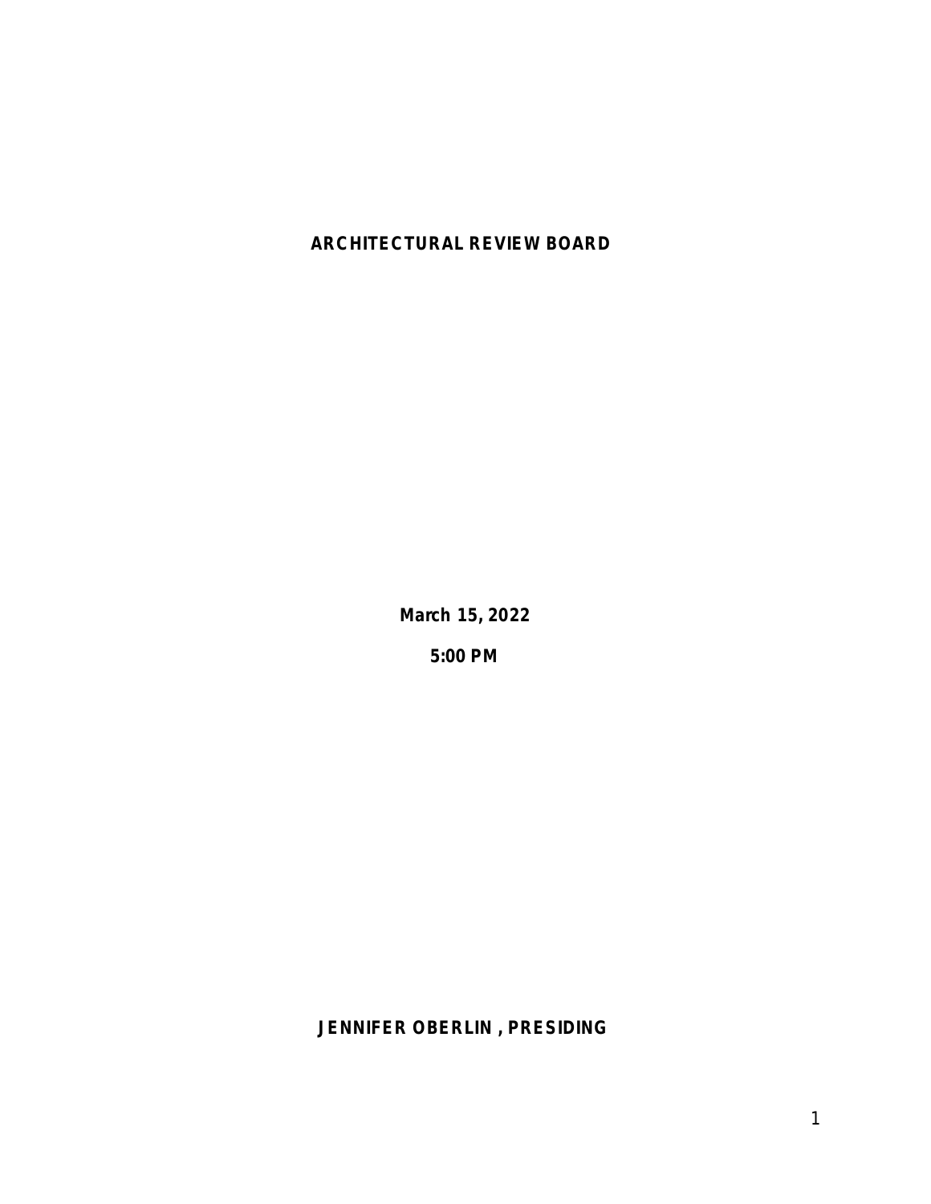# ARCHITECTURAL REVIEW BOARD

**March 15, 2022**

**5:00 PM**

**JENNIFER OBERLIN , PRESIDING**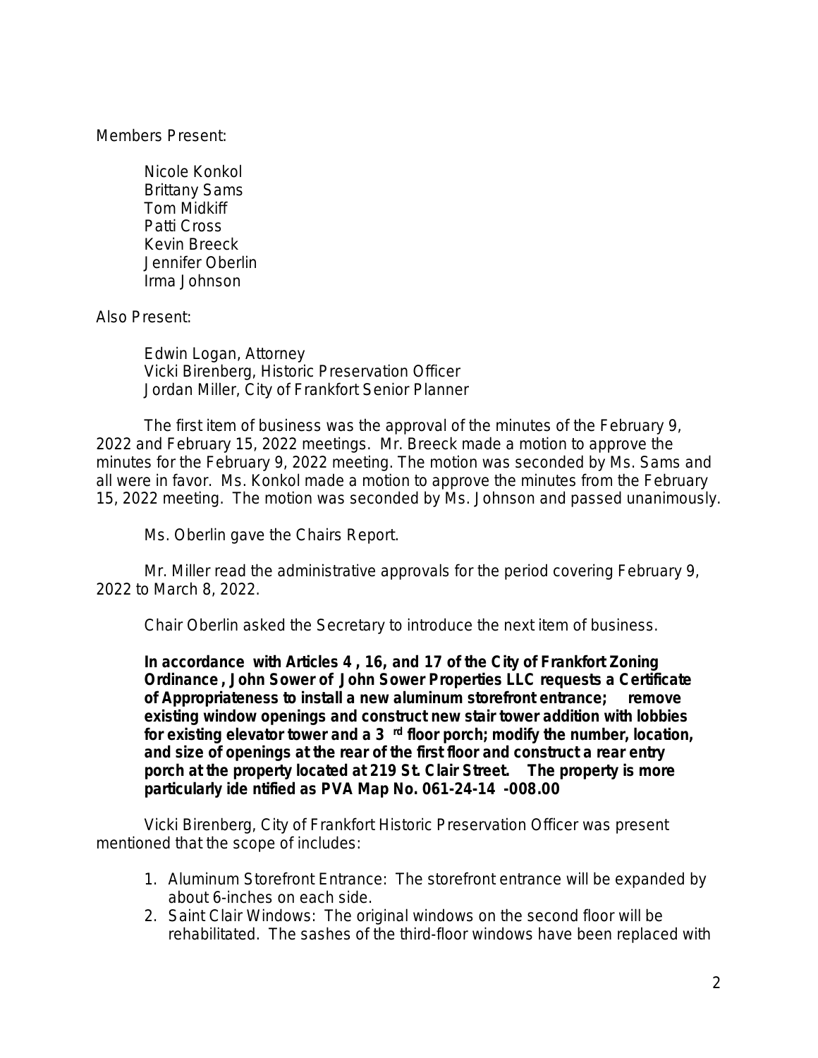Members Present:

Nicole Konkol
Brittany Sams
Tom Midkiff
Patti Cross
Kevin Breeck
Jennifer Oberlin
Irma Johnson

Also Present:

Edwin Logan, Attorney
Vicki Birenberg, Historic Preservation Officer
Jordan Miller, City of Frankfort Senior Planner

The first item of business was the approval of the minutes of the February 9, 2022 and February 15, 2022 meetings. Mr. Breeck made a motion to approve the minutes for the February 9, 2022 meeting. The motion was seconded by Ms. Sams and all were in favor. Ms. Konkol made a motion to approve the minutes from the February 15, 2022 meeting. The motion was seconded by Ms. Johnson and passed unanimously.

Ms. Oberlin gave the Chairs Report.

Mr. Miller read the administrative approvals for the period covering February 9, 2022 to March 8, 2022.

Chair Oberlin asked the Secretary to introduce the next item of business.

**In accordance with Articles 4 , 16, and 17 of the City of Frankfort Zoning Ordinance , John Sower of John Sower Properties LLC requests a Certificate of Appropriateness to install a new aluminum storefront entrance; remove existing window openings and construct new stair tower addition with lobbies for existing elevator tower and a 3 rd floor porch; modify the number, location, and size of openings at the rear of the first floor and construct a rear entry porch at the property located at 219 St. Clair Street. The property is more particularly ide ntified as PVA Map No. 061-24-14 -008.00**

Vicki Birenberg, City of Frankfort Historic Preservation Officer was present mentioned that the scope of includes:

1. Aluminum Storefront Entrance: The storefront entrance will be expanded by about 6-inches on each side.
2. Saint Clair Windows: The original windows on the second floor will be rehabilitated. The sashes of the third-floor windows have been replaced with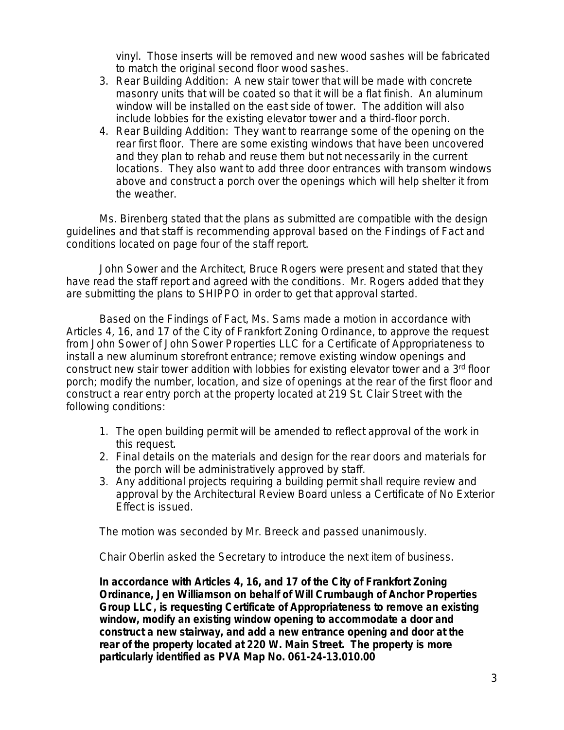vinyl. Those inserts will be removed and new wood sashes will be fabricated to match the original second floor wood sashes.

3. Rear Building Addition: A new stair tower that will be made with concrete masonry units that will be coated so that it will be a flat finish. An aluminum window will be installed on the east side of tower. The addition will also include lobbies for the existing elevator tower and a third-floor porch.
4. Rear Building Addition: They want to rearrange some of the opening on the rear first floor. There are some existing windows that have been uncovered and they plan to rehab and reuse them but not necessarily in the current locations. They also want to add three door entrances with transom windows above and construct a porch over the openings which will help shelter it from the weather.

Ms. Birenberg stated that the plans as submitted are compatible with the design guidelines and that staff is recommending approval based on the Findings of Fact and conditions located on page four of the staff report.

John Sower and the Architect, Bruce Rogers were present and stated that they have read the staff report and agreed with the conditions. Mr. Rogers added that they are submitting the plans to SHIPPO in order to get that approval started.

Based on the Findings of Fact, Ms. Sams made a motion in accordance with Articles 4, 16, and 17 of the City of Frankfort Zoning Ordinance, to approve the request from John Sower of John Sower Properties LLC for a Certificate of Appropriateness to install a new aluminum storefront entrance; remove existing window openings and construct new stair tower addition with lobbies for existing elevator tower and a 3rd floor porch; modify the number, location, and size of openings at the rear of the first floor and construct a rear entry porch at the property located at 219 St. Clair Street with the following conditions:

1. The open building permit will be amended to reflect approval of the work in this request.
2. Final details on the materials and design for the rear doors and materials for the porch will be administratively approved by staff.
3. Any additional projects requiring a building permit shall require review and approval by the Architectural Review Board unless a Certificate of No Exterior Effect is issued.

The motion was seconded by Mr. Breeck and passed unanimously.

Chair Oberlin asked the Secretary to introduce the next item of business.

**In accordance with Articles 4, 16, and 17 of the City of Frankfort Zoning Ordinance, Jen Williamson on behalf of Will Crumbaugh of Anchor Properties Group LLC, is requesting Certificate of Appropriateness to remove an existing window, modify an existing window opening to accommodate a door and construct a new stairway, and add a new entrance opening and door at the rear of the property located at 220 W. Main Street. The property is more particularly identified as PVA Map No. 061-24-13.010.00**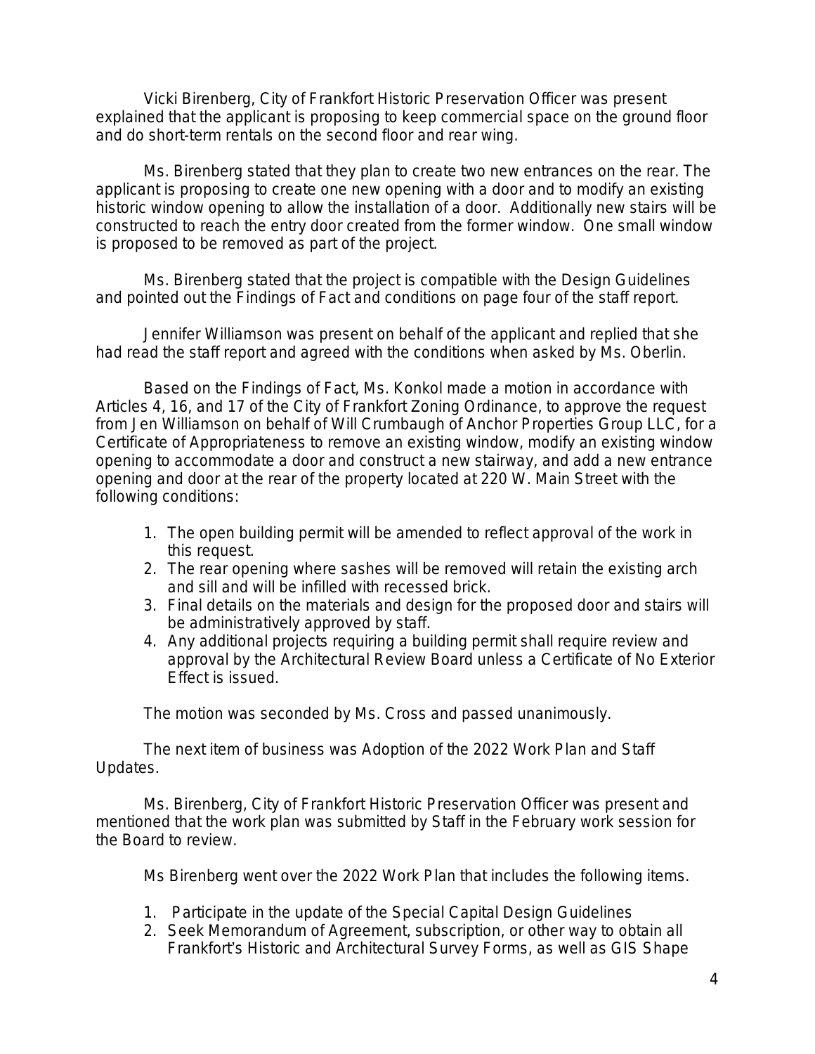Vicki Birenberg, City of Frankfort Historic Preservation Officer was present explained that the applicant is proposing to keep commercial space on the ground floor and do short-term rentals on the second floor and rear wing.

Ms. Birenberg stated that they plan to create two new entrances on the rear. The applicant is proposing to create one new opening with a door and to modify an existing historic window opening to allow the installation of a door. Additionally new stairs will be constructed to reach the entry door created from the former window. One small window is proposed to be removed as part of the project.

Ms. Birenberg stated that the project is compatible with the Design Guidelines and pointed out the Findings of Fact and conditions on page four of the staff report.

Jennifer Williamson was present on behalf of the applicant and replied that she had read the staff report and agreed with the conditions when asked by Ms. Oberlin.

Based on the Findings of Fact, Ms. Konkol made a motion in accordance with Articles 4, 16, and 17 of the City of Frankfort Zoning Ordinance, to approve the request from Jen Williamson on behalf of Will Crumbaugh of Anchor Properties Group LLC, for a Certificate of Appropriateness to remove an existing window, modify an existing window opening to accommodate a door and construct a new stairway, and add a new entrance opening and door at the rear of the property located at 220 W. Main Street with the following conditions:

1. The open building permit will be amended to reflect approval of the work in this request.
2. The rear opening where sashes will be removed will retain the existing arch and sill and will be infilled with recessed brick.
3. Final details on the materials and design for the proposed door and stairs will be administratively approved by staff.
4. Any additional projects requiring a building permit shall require review and approval by the Architectural Review Board unless a Certificate of No Exterior Effect is issued.

The motion was seconded by Ms. Cross and passed unanimously.

The next item of business was Adoption of the 2022 Work Plan and Staff Updates.

Ms. Birenberg, City of Frankfort Historic Preservation Officer was present and mentioned that the work plan was submitted by Staff in the February work session for the Board to review.

Ms Birenberg went over the 2022 Work Plan that includes the following items.

1. Participate in the update of the Special Capital Design Guidelines
2. Seek Memorandum of Agreement, subscription, or other way to obtain all Frankfort's Historic and Architectural Survey Forms, as well as GIS Shape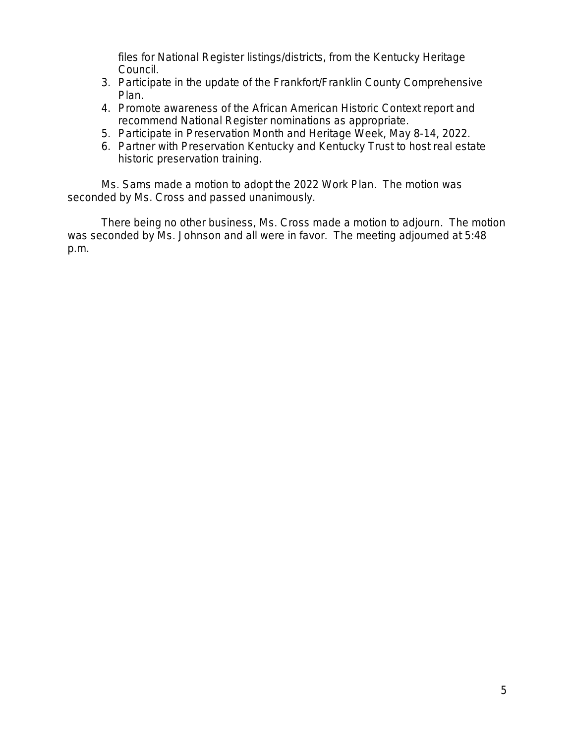files for National Register listings/districts, from the Kentucky Heritage Council.

3. Participate in the update of the Frankfort/Franklin County Comprehensive Plan.
4. Promote awareness of the African American Historic Context report and recommend National Register nominations as appropriate.
5. Participate in Preservation Month and Heritage Week, May 8-14, 2022.
6. Partner with Preservation Kentucky and Kentucky Trust to host real estate historic preservation training.

Ms. Sams made a motion to adopt the 2022 Work Plan. The motion was seconded by Ms. Cross and passed unanimously.

There being no other business, Ms. Cross made a motion to adjourn. The motion was seconded by Ms. Johnson and all were in favor. The meeting adjourned at 5:48 p.m.